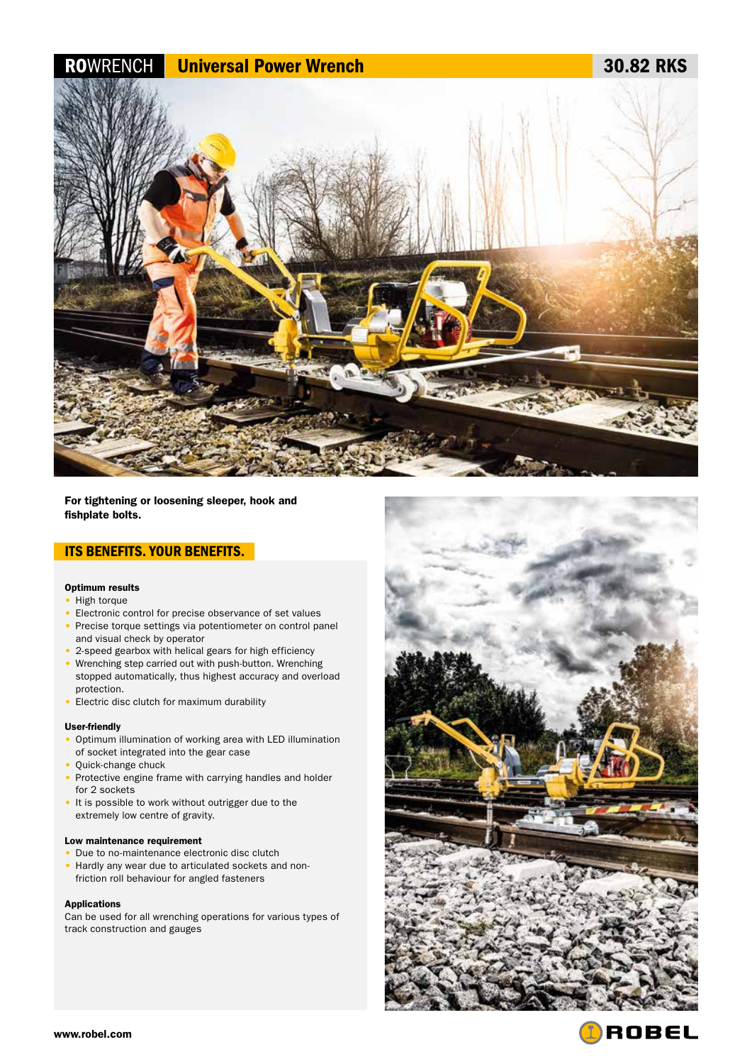# ROWRENCH Universal Power Wrench 30.82 RKS

**For tightening or loosening sleeper, hook and fishplate bolts.**

## ITS BENEFITS. YOUR BENEFITS.

**Optimum results**

- High torque
- Electronic control for precise observance of set values
- Precise torque settings via potentiometer on control panel and visual check by operator
- 2-speed gearbox with helical gears for high efficiency
- Wrenching step carried out with push-button. Wrenching stopped automatically, thus highest accuracy and overload protection.
- Electric disc clutch for maximum durability

**User-friendly**

- Optimum illumination of working area with LED illumination of socket integrated into the gear case
- Quick-change chuck
- Protective engine frame with carrying handles and holder for 2 sockets
- It is possible to work without outrigger due to the extremely low centre of gravity.

**Low maintenance requirement**

- Due to no-maintenance electronic disc clutch
- Hardly any wear due to articulated sockets and non-friction roll behaviour for angled fasteners

**Applications**

Can be used for all wrenching operations for various types of track construction and gauges

www.robel.com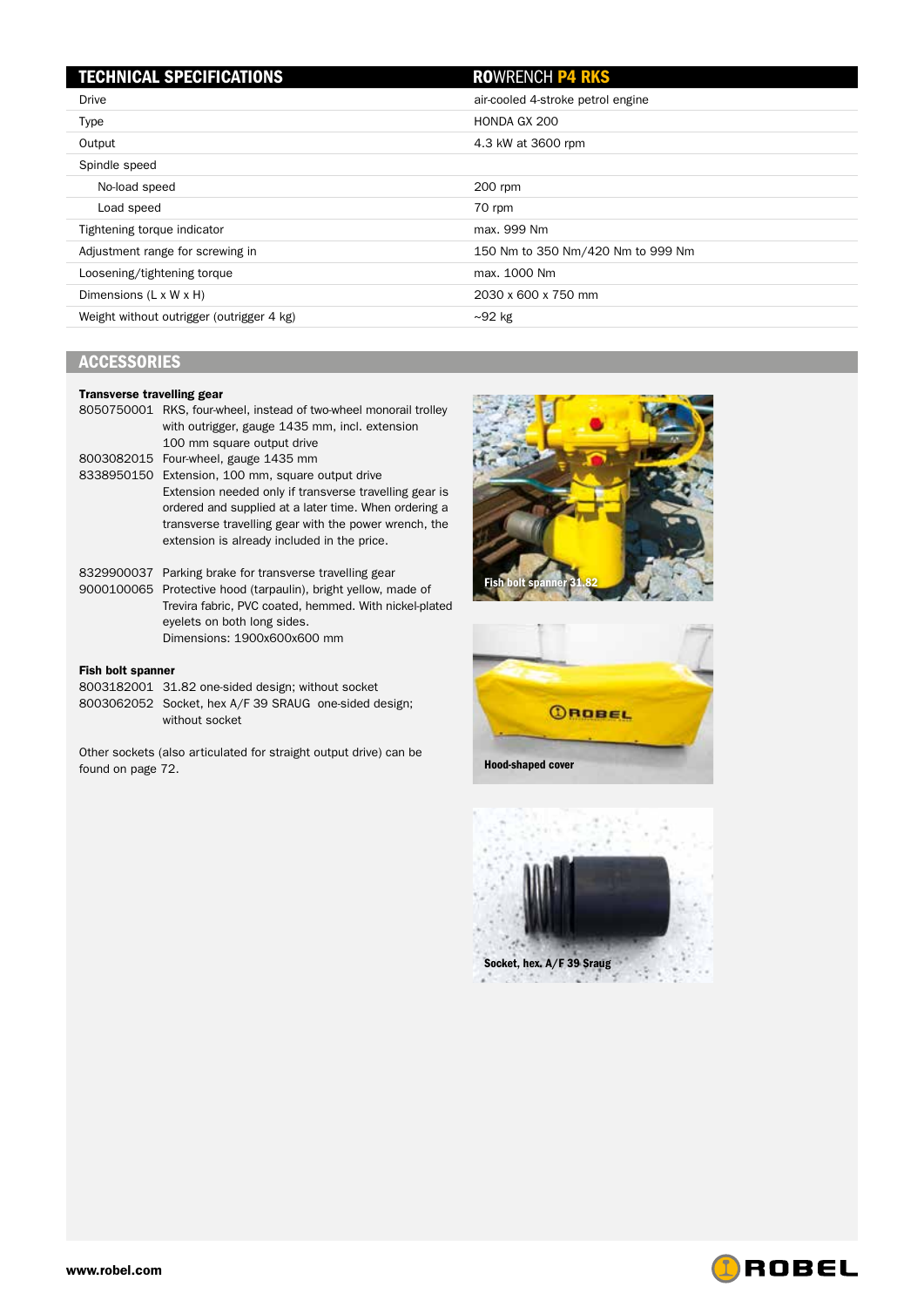| TECHNICAL SPECIFICATIONS | ROWRENCH P4 RKS |
|---|---|
| Drive | air-cooled 4-stroke petrol engine |
| Type | HONDA GX 200 |
| Output | 4.3 kW at 3600 rpm |
| Spindle speed | |
| No-load speed | 200 rpm |
| Load speed | 70 rpm |
| Tightening torque indicator | max. 999 Nm |
| Adjustment range for screwing in | 150 Nm to 350 Nm/420 Nm to 999 Nm |
| Loosening/tightening torque | max. 1000 Nm |
| Dimensions (L x W x H) | 2030 x 600 x 750 mm |
| Weight without outrigger (outrigger 4 kg) | ~92 kg |

## ACCESSORIES

**Transverse travelling gear**

8050750001 RKS, four-wheel, instead of two-wheel monorail trolley with outrigger, gauge 1435 mm, incl. extension 100 mm square output drive

8003082015 Four-wheel, gauge 1435 mm

8338950150 Extension, 100 mm, square output drive
Extension needed only if transverse travelling gear is ordered and supplied at a later time. When ordering a transverse travelling gear with the power wrench, the extension is already included in the price.

8329900037 Parking brake for transverse travelling gear

9000100065 Protective hood (tarpaulin), bright yellow, made of Trevira fabric, PVC coated, hemmed. With nickel-plated eyelets on both long sides.
Dimensions: 1900x600x600 mm

**Fish bolt spanner**

8003182001 31.82 one-sided design; without socket

8003062052 Socket, hex A/F 39 SRAUG one-sided design; without socket

Other sockets (also articulated for straight output drive) can be found on page 72.

Fish bolt spanner 31.82

Hood-shaped cover

Socket, hex. A/F 39 Sraug

www.robel.com